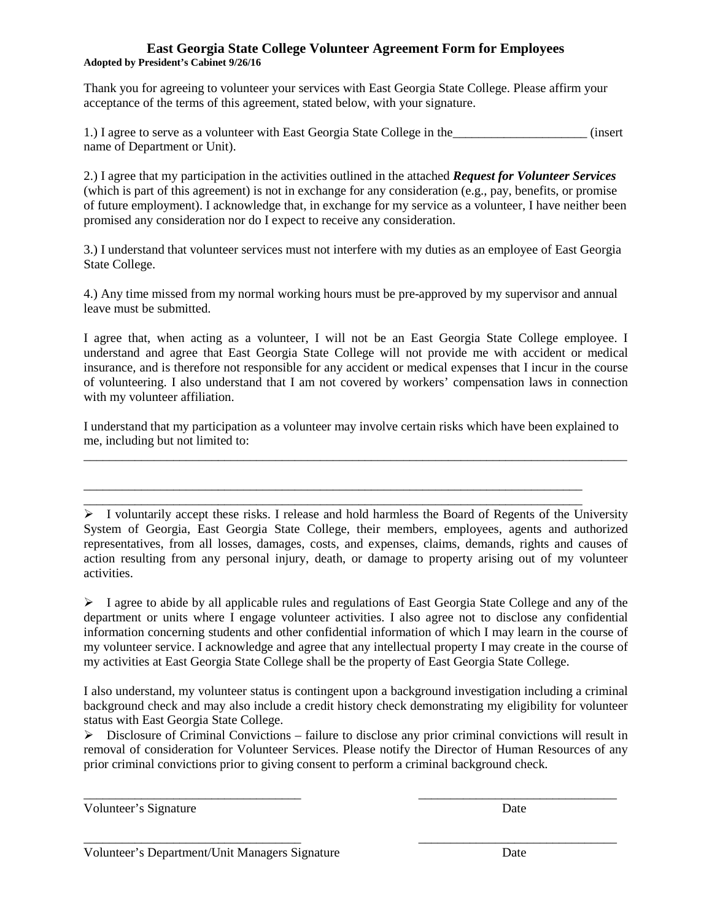# East Georgia State College Volunteer Agreement Form for Employees

**Adopted by President's Cabinet 9/26/16**

Thank you for agreeing to volunteer your services with East Georgia State College. Please affirm your acceptance of the terms of this agreement, stated below, with your signature.

1.) I agree to serve as a volunteer with East Georgia State College in the_____________________ (insert name of Department or Unit).

2.) I agree that my participation in the activities outlined in the attached ***Request for Volunteer Services*** (which is part of this agreement) is not in exchange for any consideration (e.g., pay, benefits, or promise of future employment). I acknowledge that, in exchange for my service as a volunteer, I have neither been promised any consideration nor do I expect to receive any consideration.

3.) I understand that volunteer services must not interfere with my duties as an employee of East Georgia State College.

4.) Any time missed from my normal working hours must be pre-approved by my supervisor and annual leave must be submitted.

I agree that, when acting as a volunteer, I will not be an East Georgia State College employee. I understand and agree that East Georgia State College will not provide me with accident or medical insurance, and is therefore not responsible for any accident or medical expenses that I incur in the course of volunteering. I also understand that I am not covered by workers' compensation laws in connection with my volunteer affiliation.

I understand that my participation as a volunteer may involve certain risks which have been explained to me, including but not limited to:

_________________________________________________________________________________________

_________________________________________________________________________________

_________________________________________________________________________________

- I voluntarily accept these risks. I release and hold harmless the Board of Regents of the University System of Georgia, East Georgia State College, their members, employees, agents and authorized representatives, from all losses, damages, costs, and expenses, claims, demands, rights and causes of action resulting from any personal injury, death, or damage to property arising out of my volunteer activities.

- I agree to abide by all applicable rules and regulations of East Georgia State College and any of the department or units where I engage volunteer activities. I also agree not to disclose any confidential information concerning students and other confidential information of which I may learn in the course of my volunteer service. I acknowledge and agree that any intellectual property I may create in the course of my activities at East Georgia State College shall be the property of East Georgia State College.

I also understand, my volunteer status is contingent upon a background investigation including a criminal background check and may also include a credit history check demonstrating my eligibility for volunteer status with East Georgia State College.

- Disclosure of Criminal Convictions – failure to disclose any prior criminal convictions will result in removal of consideration for Volunteer Services. Please notify the Director of Human Resources of any prior criminal convictions prior to giving consent to perform a criminal background check.

___________________________________ ________________________________

Volunteer's Signature Date

___________________________________ ________________________________

Volunteer's Department/Unit Managers Signature Date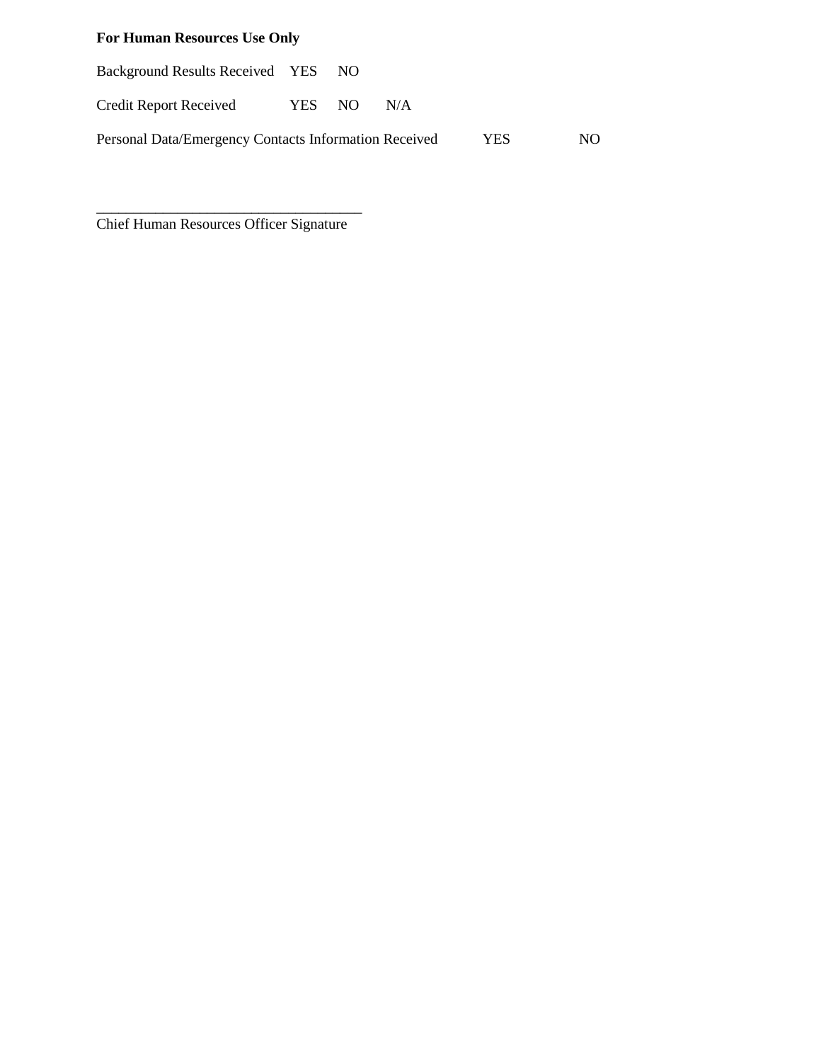**For Human Resources Use Only**

Background Results Received YES NO

Credit Report Received YES NO N/A

Personal Data/Emergency Contacts Information Received YES NO

_______________________________________
Chief Human Resources Officer Signature